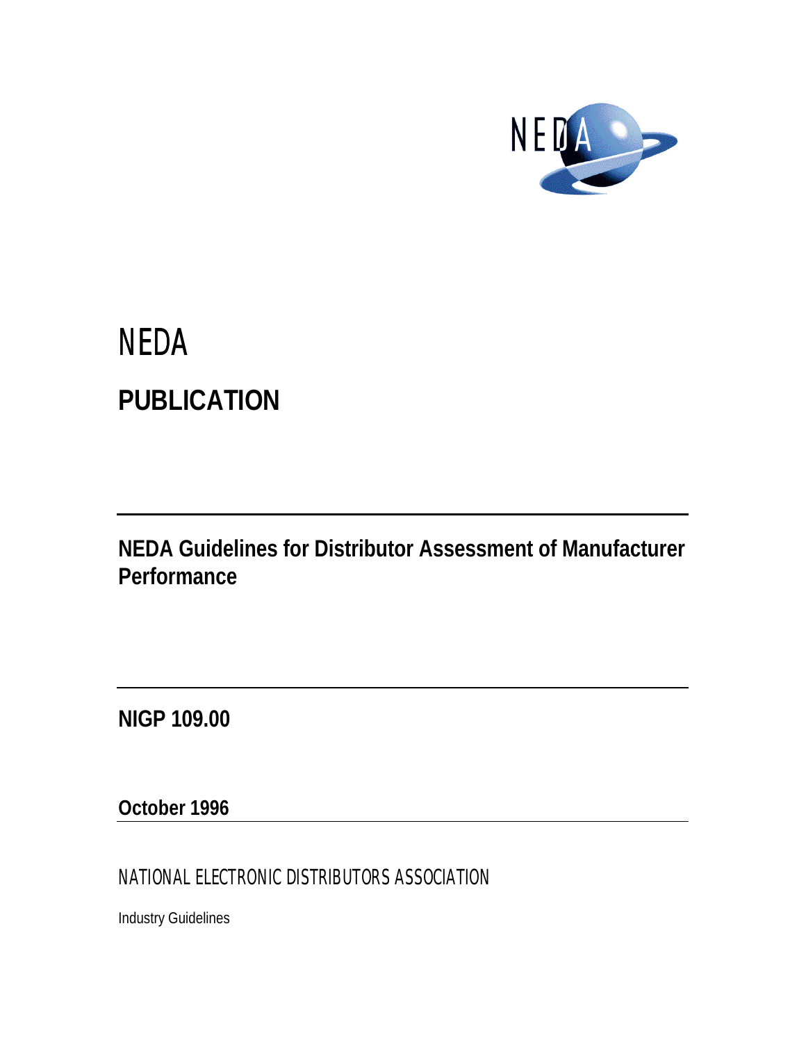NEDA

# NEDA

## PUBLICATION

# NEDA Guidelines for Distributor Assessment of Manufacturer Performance

**NIGP 109.00**

**October 1996**

NATIONAL ELECTRONIC DISTRIBUTORS ASSOCIATION

Industry Guidelines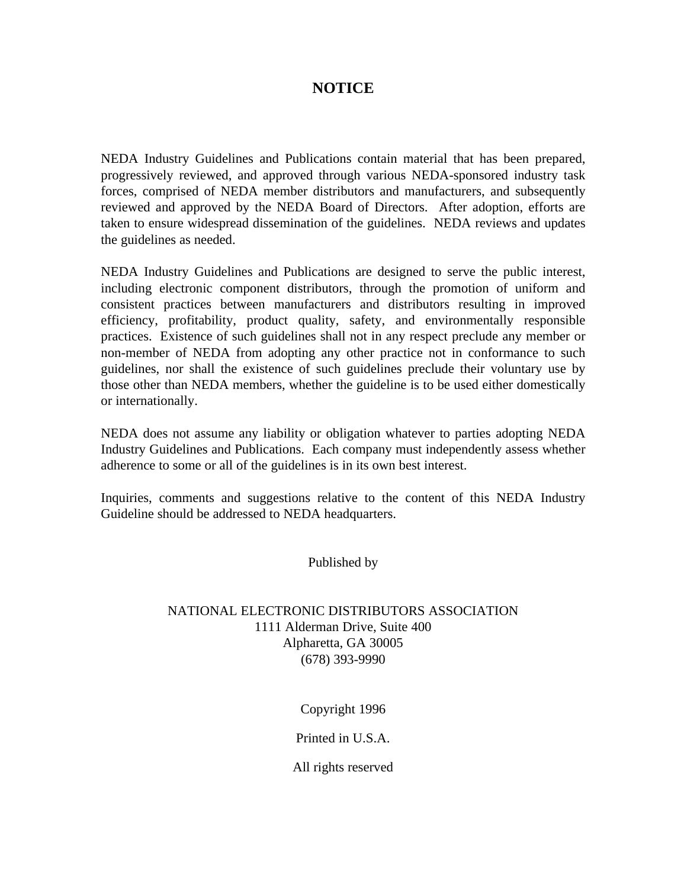# NOTICE

NEDA Industry Guidelines and Publications contain material that has been prepared, progressively reviewed, and approved through various NEDA-sponsored industry task forces, comprised of NEDA member distributors and manufacturers, and subsequently reviewed and approved by the NEDA Board of Directors. After adoption, efforts are taken to ensure widespread dissemination of the guidelines. NEDA reviews and updates the guidelines as needed.

NEDA Industry Guidelines and Publications are designed to serve the public interest, including electronic component distributors, through the promotion of uniform and consistent practices between manufacturers and distributors resulting in improved efficiency, profitability, product quality, safety, and environmentally responsible practices. Existence of such guidelines shall not in any respect preclude any member or non-member of NEDA from adopting any other practice not in conformance to such guidelines, nor shall the existence of such guidelines preclude their voluntary use by those other than NEDA members, whether the guideline is to be used either domestically or internationally.

NEDA does not assume any liability or obligation whatever to parties adopting NEDA Industry Guidelines and Publications. Each company must independently assess whether adherence to some or all of the guidelines is in its own best interest.

Inquiries, comments and suggestions relative to the content of this NEDA Industry Guideline should be addressed to NEDA headquarters.

Published by

NATIONAL ELECTRONIC DISTRIBUTORS ASSOCIATION
1111 Alderman Drive, Suite 400
Alpharetta, GA 30005
(678) 393-9990

Copyright 1996

Printed in U.S.A.

All rights reserved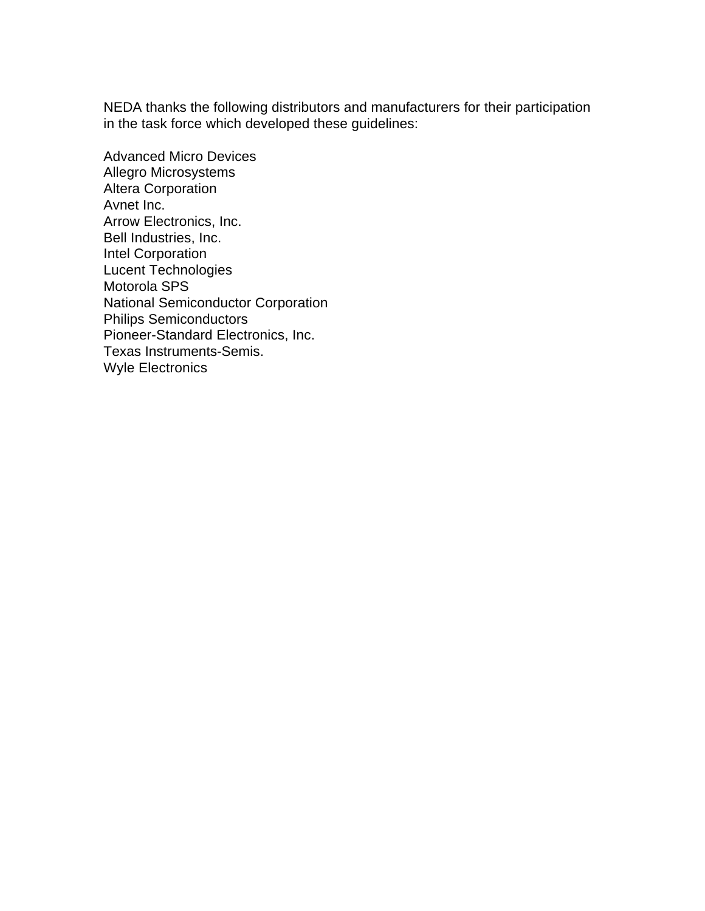NEDA thanks the following distributors and manufacturers for their participation in the task force which developed these guidelines:

Advanced Micro Devices
Allegro Microsystems
Altera Corporation
Avnet Inc.
Arrow Electronics, Inc.
Bell Industries, Inc.
Intel Corporation
Lucent Technologies
Motorola SPS
National Semiconductor Corporation
Philips Semiconductors
Pioneer-Standard Electronics, Inc.
Texas Instruments-Semis.
Wyle Electronics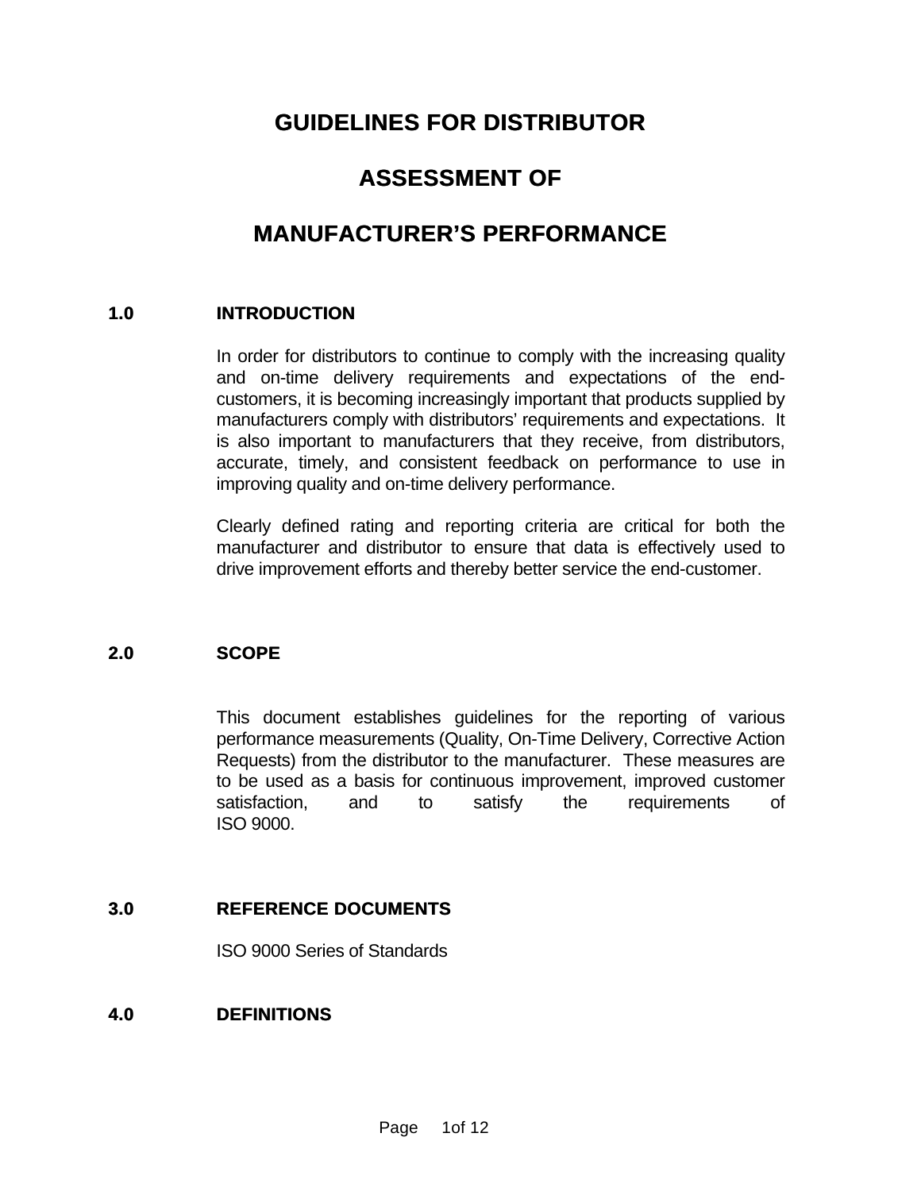# GUIDELINES FOR DISTRIBUTOR ASSESSMENT OF MANUFACTURER'S PERFORMANCE

## 1.0 INTRODUCTION

In order for distributors to continue to comply with the increasing quality and on-time delivery requirements and expectations of the end-customers, it is becoming increasingly important that products supplied by manufacturers comply with distributors' requirements and expectations. It is also important to manufacturers that they receive, from distributors, accurate, timely, and consistent feedback on performance to use in improving quality and on-time delivery performance.

Clearly defined rating and reporting criteria are critical for both the manufacturer and distributor to ensure that data is effectively used to drive improvement efforts and thereby better service the end-customer.

## 2.0 SCOPE

This document establishes guidelines for the reporting of various performance measurements (Quality, On-Time Delivery, Corrective Action Requests) from the distributor to the manufacturer. These measures are to be used as a basis for continuous improvement, improved customer satisfaction, and to satisfy the requirements of ISO 9000.

## 3.0 REFERENCE DOCUMENTS

ISO 9000 Series of Standards

## 4.0 DEFINITIONS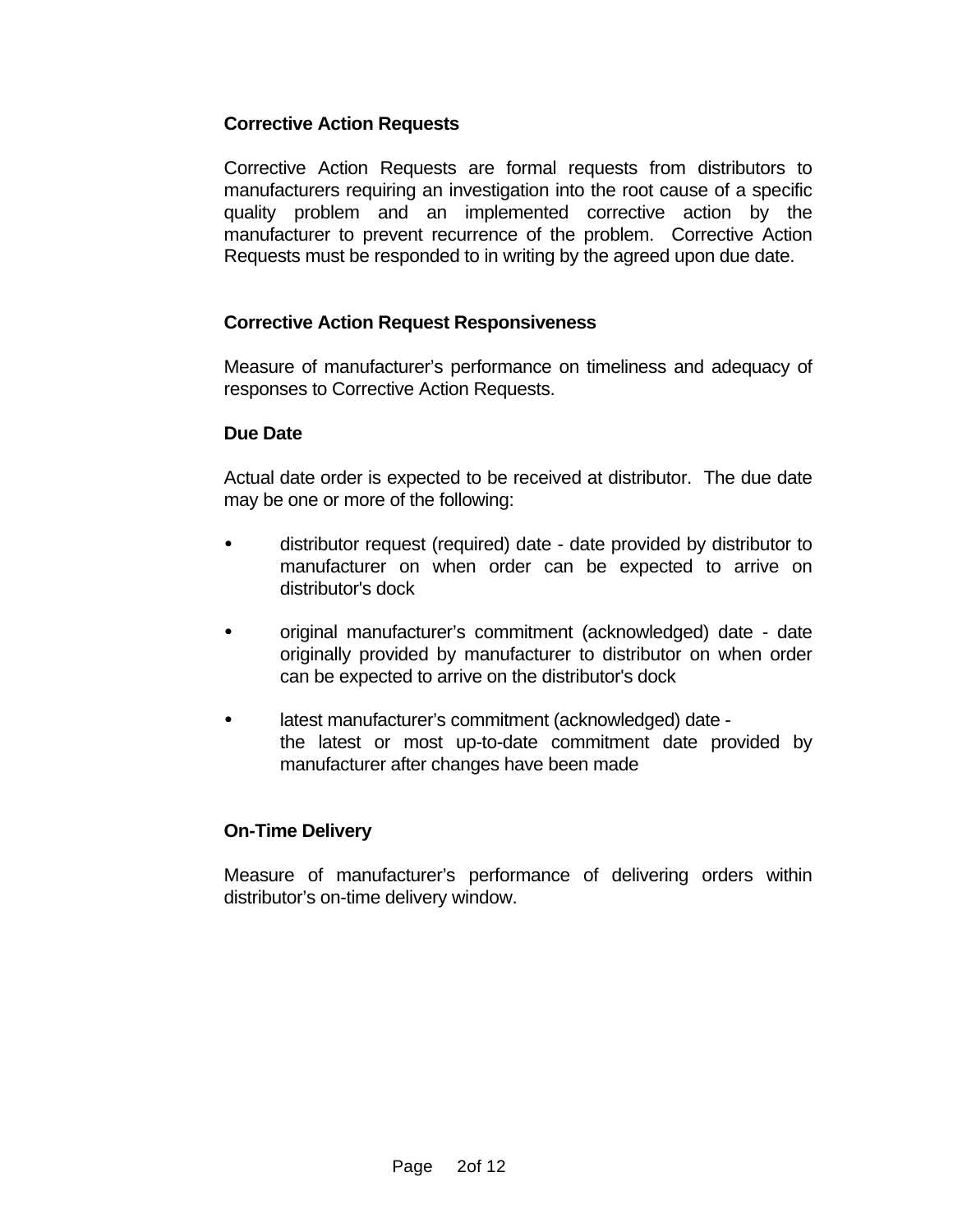**Corrective Action Requests**

Corrective Action Requests are formal requests from distributors to manufacturers requiring an investigation into the root cause of a specific quality problem and an implemented corrective action by the manufacturer to prevent recurrence of the problem. Corrective Action Requests must be responded to in writing by the agreed upon due date.

**Corrective Action Request Responsiveness**

Measure of manufacturer's performance on timeliness and adequacy of responses to Corrective Action Requests.

**Due Date**

Actual date order is expected to be received at distributor. The due date may be one or more of the following:

- distributor request (required) date - date provided by distributor to manufacturer on when order can be expected to arrive on distributor's dock
- original manufacturer's commitment (acknowledged) date - date originally provided by manufacturer to distributor on when order can be expected to arrive on the distributor's dock
- latest manufacturer's commitment (acknowledged) date - the latest or most up-to-date commitment date provided by manufacturer after changes have been made

**On-Time Delivery**

Measure of manufacturer's performance of delivering orders within distributor's on-time delivery window.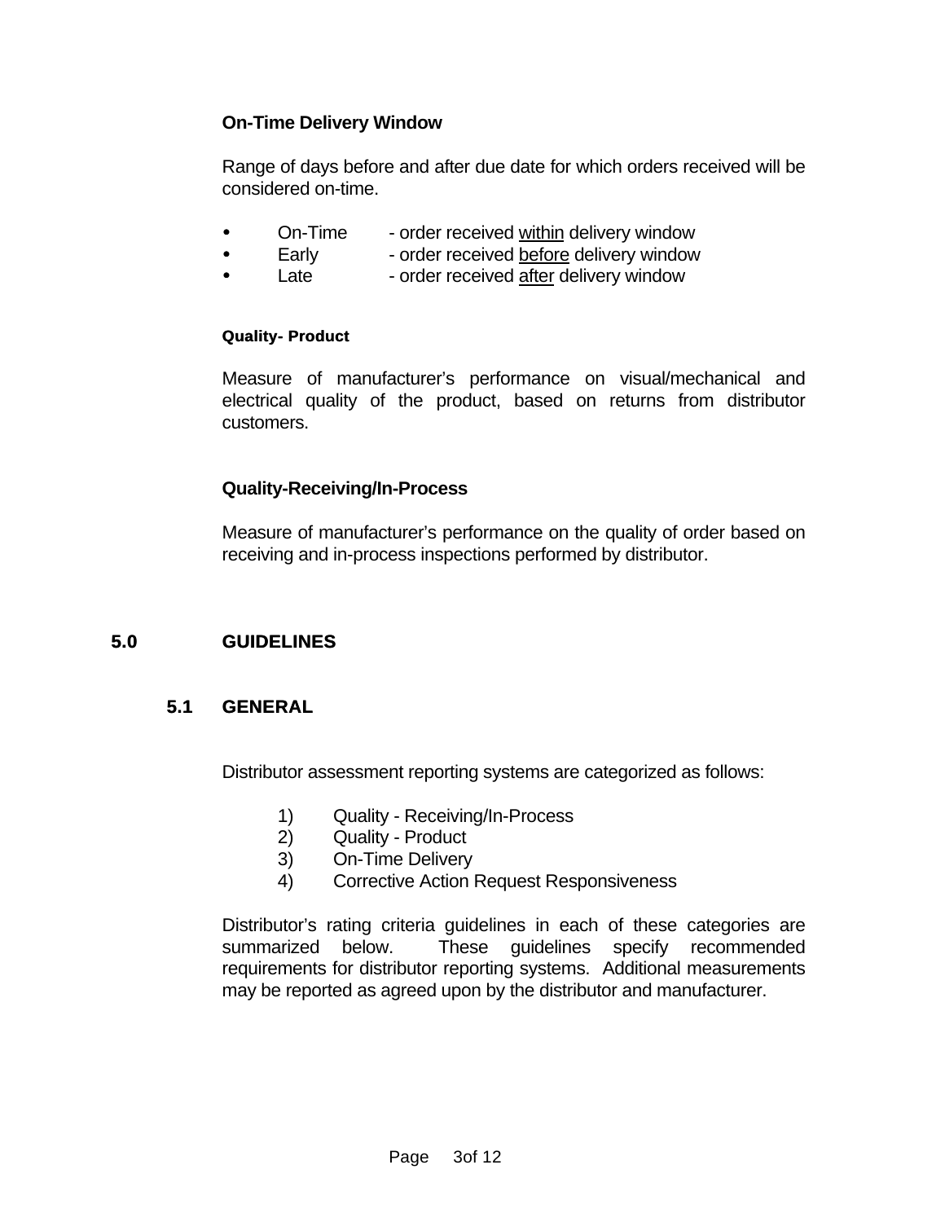**On-Time Delivery Window**

Range of days before and after due date for which orders received will be considered on-time.

- On-Time - order received <u>within</u> delivery window
- Early - order received <u>before</u> delivery window
- Late - order received <u>after</u> delivery window

**Quality- Product**

Measure of manufacturer's performance on visual/mechanical and electrical quality of the product, based on returns from distributor customers.

**Quality-Receiving/In-Process**

Measure of manufacturer's performance on the quality of order based on receiving and in-process inspections performed by distributor.

# 5.0 GUIDELINES

## 5.1 GENERAL

Distributor assessment reporting systems are categorized as follows:

1) Quality - Receiving/In-Process
2) Quality - Product
3) On-Time Delivery
4) Corrective Action Request Responsiveness

Distributor's rating criteria guidelines in each of these categories are summarized below. These guidelines specify recommended requirements for distributor reporting systems. Additional measurements may be reported as agreed upon by the distributor and manufacturer.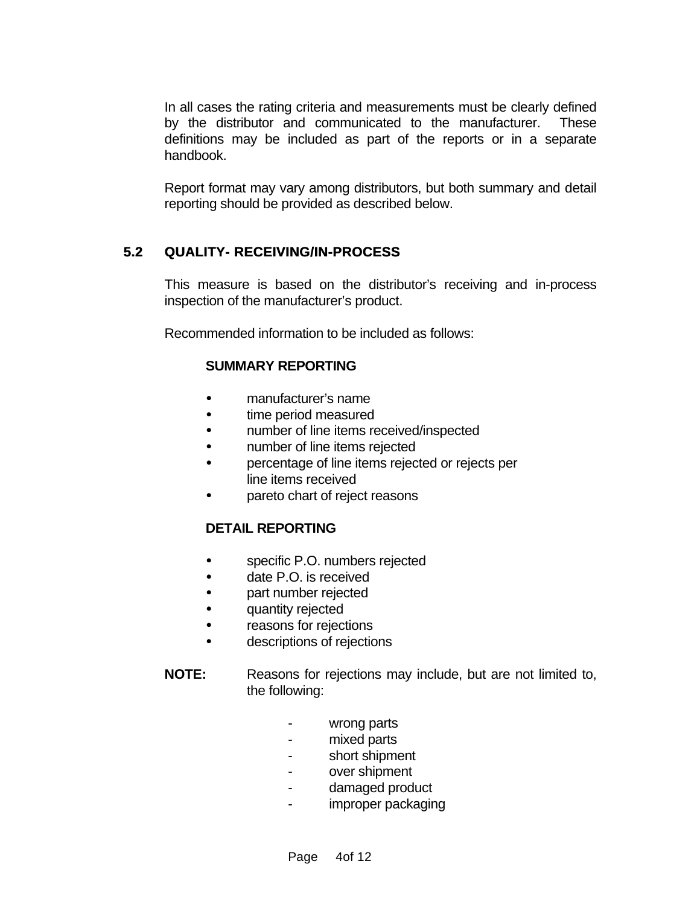In all cases the rating criteria and measurements must be clearly defined by the distributor and communicated to the manufacturer. These definitions may be included as part of the reports or in a separate handbook.

Report format may vary among distributors, but both summary and detail reporting should be provided as described below.

## 5.2 QUALITY- RECEIVING/IN-PROCESS

This measure is based on the distributor's receiving and in-process inspection of the manufacturer's product.

Recommended information to be included as follows:

**SUMMARY REPORTING**

- manufacturer's name
- time period measured
- number of line items received/inspected
- number of line items rejected
- percentage of line items rejected or rejects per line items received
- pareto chart of reject reasons

**DETAIL REPORTING**

- specific P.O. numbers rejected
- date P.O. is received
- part number rejected
- quantity rejected
- reasons for rejections
- descriptions of rejections

**NOTE:** Reasons for rejections may include, but are not limited to, the following:

- wrong parts
- mixed parts
- short shipment
- over shipment
- damaged product
- improper packaging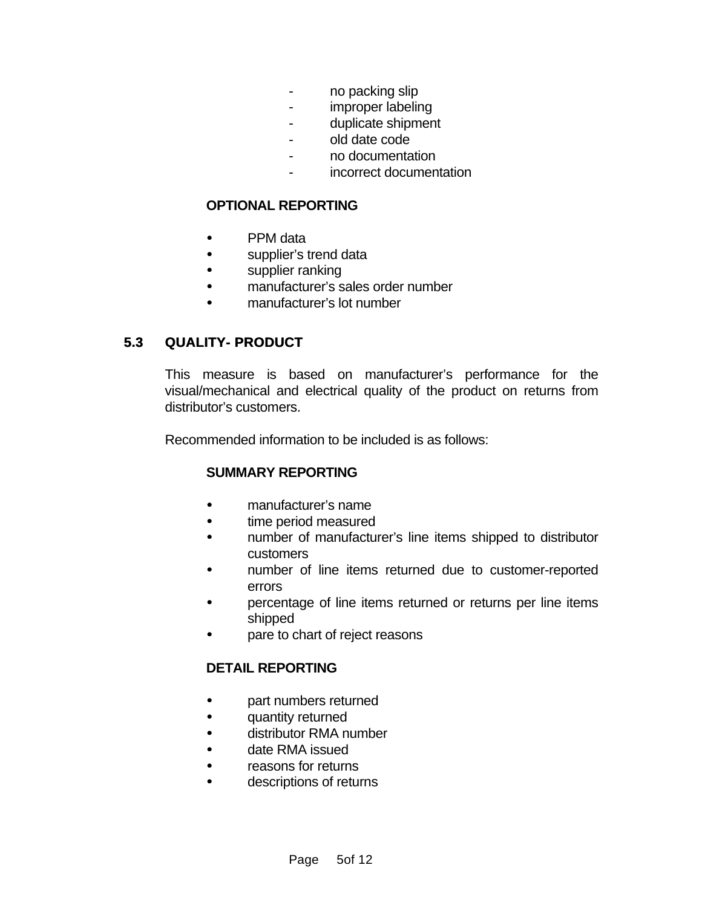- no packing slip
- improper labeling
- duplicate shipment
- old date code
- no documentation
- incorrect documentation

**OPTIONAL REPORTING**

- PPM data
- supplier's trend data
- supplier ranking
- manufacturer's sales order number
- manufacturer's lot number

## 5.3 QUALITY- PRODUCT

This measure is based on manufacturer's performance for the visual/mechanical and electrical quality of the product on returns from distributor's customers.

Recommended information to be included is as follows:

**SUMMARY REPORTING**

- manufacturer's name
- time period measured
- number of manufacturer's line items shipped to distributor customers
- number of line items returned due to customer-reported errors
- percentage of line items returned or returns per line items shipped
- pare to chart of reject reasons

**DETAIL REPORTING**

- part numbers returned
- quantity returned
- distributor RMA number
- date RMA issued
- reasons for returns
- descriptions of returns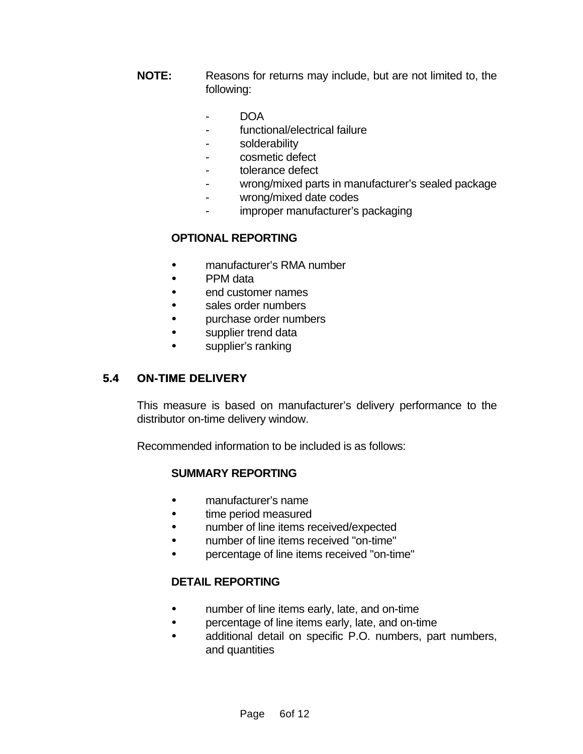**NOTE:** Reasons for returns may include, but are not limited to, the following:

- DOA
- functional/electrical failure
- solderability
- cosmetic defect
- tolerance defect
- wrong/mixed parts in manufacturer's sealed package
- wrong/mixed date codes
- improper manufacturer's packaging

**OPTIONAL REPORTING**

- manufacturer's RMA number
- PPM data
- end customer names
- sales order numbers
- purchase order numbers
- supplier trend data
- supplier's ranking

## 5.4 ON-TIME DELIVERY

This measure is based on manufacturer's delivery performance to the distributor on-time delivery window.

Recommended information to be included is as follows:

**SUMMARY REPORTING**

- manufacturer's name
- time period measured
- number of line items received/expected
- number of line items received "on-time"
- percentage of line items received "on-time"

**DETAIL REPORTING**

- number of line items early, late, and on-time
- percentage of line items early, late, and on-time
- additional detail on specific P.O. numbers, part numbers, and quantities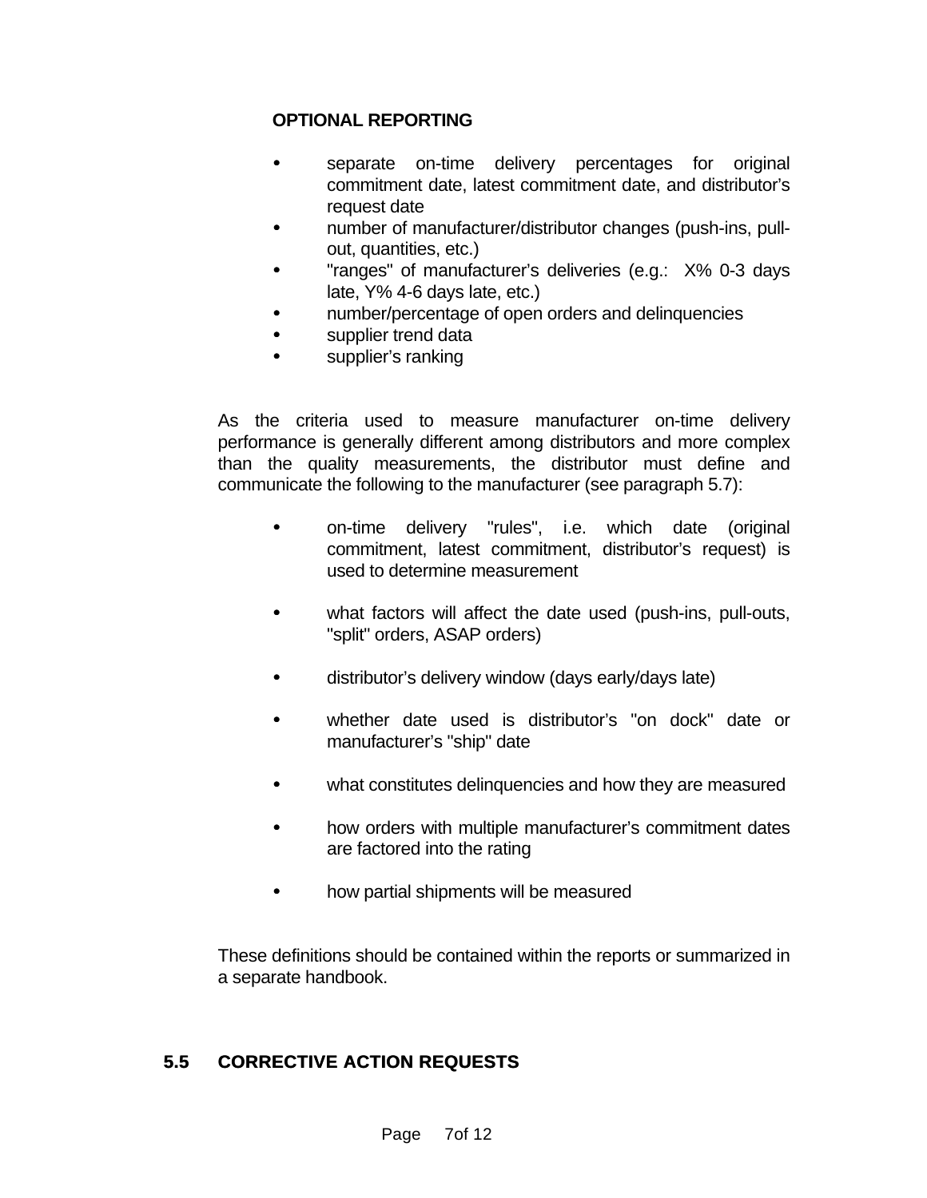**OPTIONAL REPORTING**

- separate on-time delivery percentages for original commitment date, latest commitment date, and distributor's request date
- number of manufacturer/distributor changes (push-ins, pull-out, quantities, etc.)
- "ranges" of manufacturer's deliveries (e.g.: X% 0-3 days late, Y% 4-6 days late, etc.)
- number/percentage of open orders and delinquencies
- supplier trend data
- supplier's ranking

As the criteria used to measure manufacturer on-time delivery performance is generally different among distributors and more complex than the quality measurements, the distributor must define and communicate the following to the manufacturer (see paragraph 5.7):

- on-time delivery "rules", i.e. which date (original commitment, latest commitment, distributor's request) is used to determine measurement

- what factors will affect the date used (push-ins, pull-outs, "split" orders, ASAP orders)

- distributor's delivery window (days early/days late)

- whether date used is distributor's "on dock" date or manufacturer's "ship" date

- what constitutes delinquencies and how they are measured

- how orders with multiple manufacturer's commitment dates are factored into the rating

- how partial shipments will be measured

These definitions should be contained within the reports or summarized in a separate handbook.

## 5.5 CORRECTIVE ACTION REQUESTS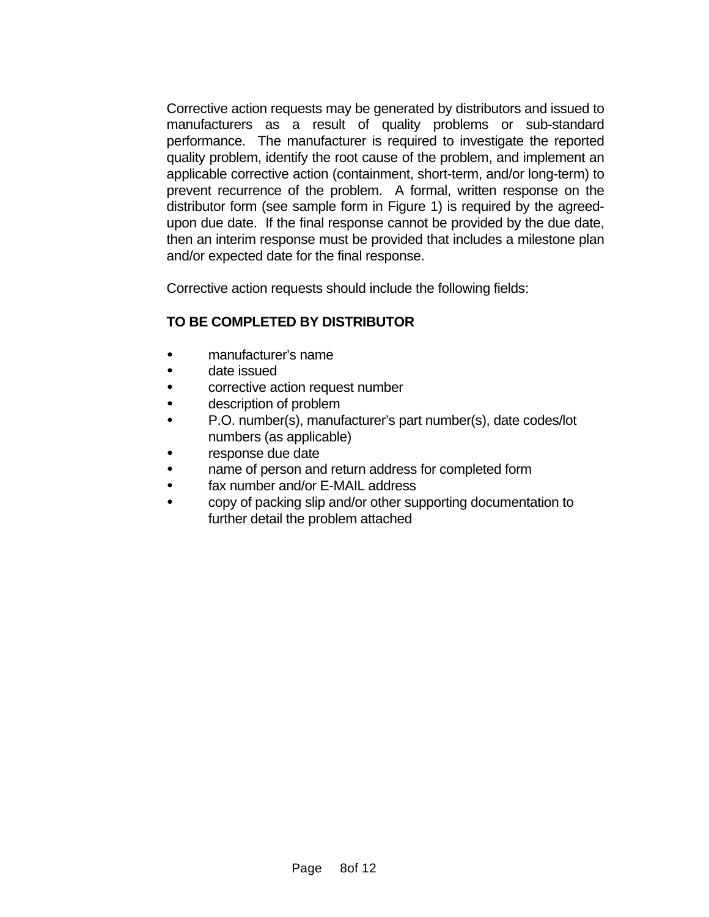Corrective action requests may be generated by distributors and issued to manufacturers as a result of quality problems or sub-standard performance. The manufacturer is required to investigate the reported quality problem, identify the root cause of the problem, and implement an applicable corrective action (containment, short-term, and/or long-term) to prevent recurrence of the problem. A formal, written response on the distributor form (see sample form in Figure 1) is required by the agreed-upon due date. If the final response cannot be provided by the due date, then an interim response must be provided that includes a milestone plan and/or expected date for the final response.

Corrective action requests should include the following fields:

**TO BE COMPLETED BY DISTRIBUTOR**

- manufacturer's name
- date issued
- corrective action request number
- description of problem
- P.O. number(s), manufacturer's part number(s), date codes/lot numbers (as applicable)
- response due date
- name of person and return address for completed form
- fax number and/or E-MAIL address
- copy of packing slip and/or other supporting documentation to further detail the problem attached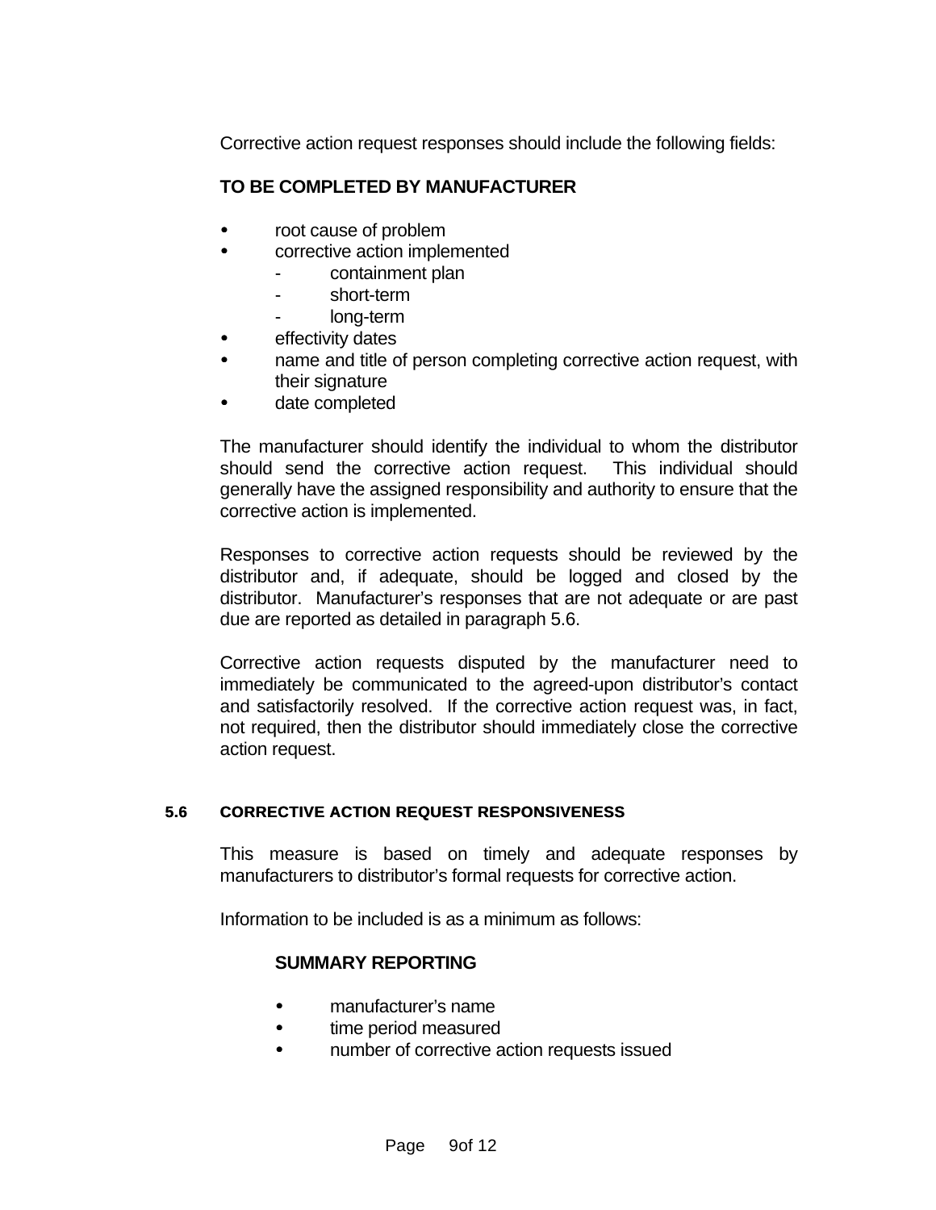Corrective action request responses should include the following fields:

**TO BE COMPLETED BY MANUFACTURER**

- root cause of problem
- corrective action implemented
  - containment plan
  - short-term
  - long-term
- effectivity dates
- name and title of person completing corrective action request, with their signature
- date completed

The manufacturer should identify the individual to whom the distributor should send the corrective action request. This individual should generally have the assigned responsibility and authority to ensure that the corrective action is implemented.

Responses to corrective action requests should be reviewed by the distributor and, if adequate, should be logged and closed by the distributor. Manufacturer's responses that are not adequate or are past due are reported as detailed in paragraph 5.6.

Corrective action requests disputed by the manufacturer need to immediately be communicated to the agreed-upon distributor's contact and satisfactorily resolved. If the corrective action request was, in fact, not required, then the distributor should immediately close the corrective action request.

## 5.6 CORRECTIVE ACTION REQUEST RESPONSIVENESS

This measure is based on timely and adequate responses by manufacturers to distributor's formal requests for corrective action.

Information to be included is as a minimum as follows:

**SUMMARY REPORTING**

- manufacturer's name
- time period measured
- number of corrective action requests issued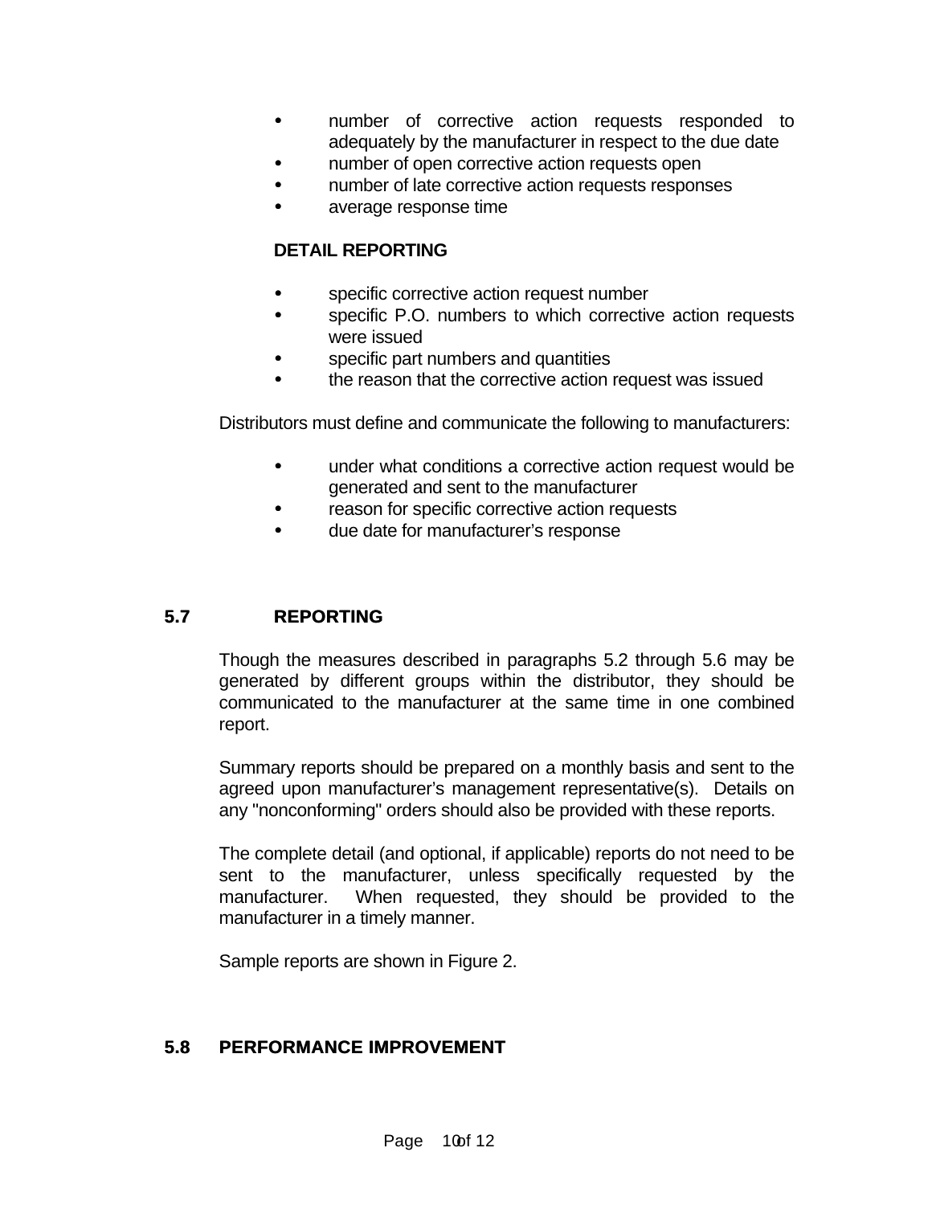- number of corrective action requests responded to adequately by the manufacturer in respect to the due date
- number of open corrective action requests open
- number of late corrective action requests responses
- average response time

**DETAIL REPORTING**

- specific corrective action request number
- specific P.O. numbers to which corrective action requests were issued
- specific part numbers and quantities
- the reason that the corrective action request was issued

Distributors must define and communicate the following to manufacturers:

- under what conditions a corrective action request would be generated and sent to the manufacturer
- reason for specific corrective action requests
- due date for manufacturer's response

## 5.7 REPORTING

Though the measures described in paragraphs 5.2 through 5.6 may be generated by different groups within the distributor, they should be communicated to the manufacturer at the same time in one combined report.

Summary reports should be prepared on a monthly basis and sent to the agreed upon manufacturer's management representative(s). Details on any "nonconforming" orders should also be provided with these reports.

The complete detail (and optional, if applicable) reports do not need to be sent to the manufacturer, unless specifically requested by the manufacturer. When requested, they should be provided to the manufacturer in a timely manner.

Sample reports are shown in Figure 2.

## 5.8 PERFORMANCE IMPROVEMENT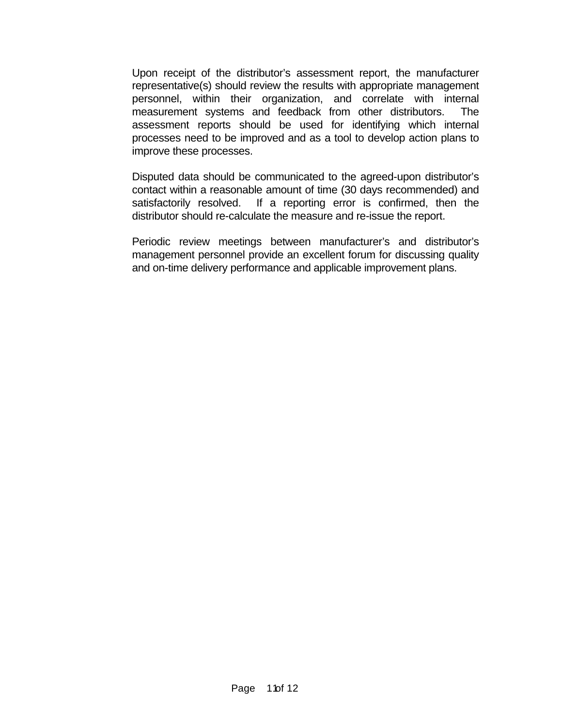Upon receipt of the distributor's assessment report, the manufacturer representative(s) should review the results with appropriate management personnel, within their organization, and correlate with internal measurement systems and feedback from other distributors. The assessment reports should be used for identifying which internal processes need to be improved and as a tool to develop action plans to improve these processes.

Disputed data should be communicated to the agreed-upon distributor's contact within a reasonable amount of time (30 days recommended) and satisfactorily resolved. If a reporting error is confirmed, then the distributor should re-calculate the measure and re-issue the report.

Periodic review meetings between manufacturer's and distributor's management personnel provide an excellent forum for discussing quality and on-time delivery performance and applicable improvement plans.